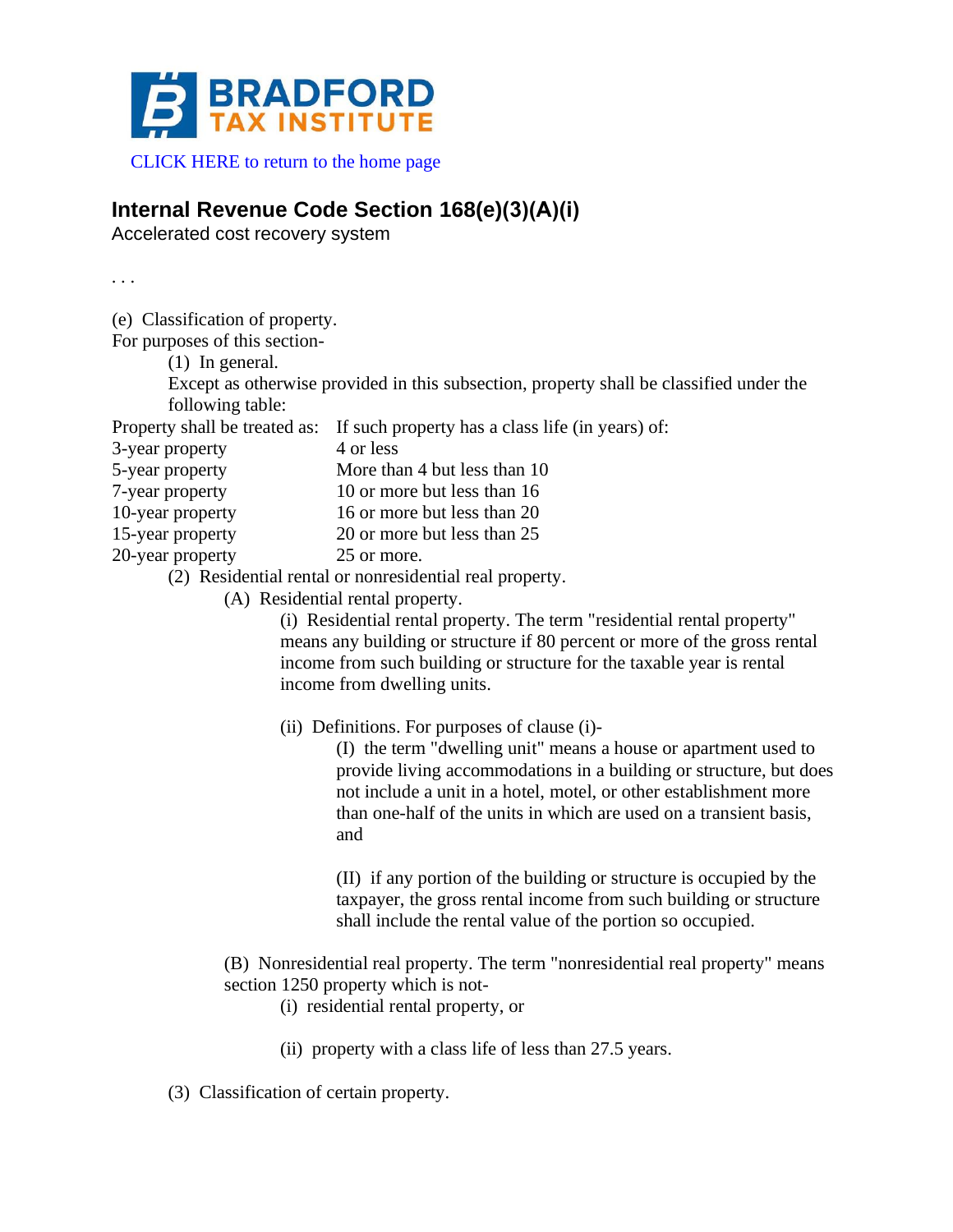BRADFORD TAX INSTITUTE

CLICK HERE to return to the home page

## Internal Revenue Code Section 168(e)(3)(A)(i)

Accelerated cost recovery system

. . .

(e) Classification of property.

For purposes of this section-

(1) In general.

Except as otherwise provided in this subsection, property shall be classified under the following table:

| Property shall be treated as: | If such property has a class life (in years) of: |
|---|---|
| 3-year property | 4 or less |
| 5-year property | More than 4 but less than 10 |
| 7-year property | 10 or more but less than 16 |
| 10-year property | 16 or more but less than 20 |
| 15-year property | 20 or more but less than 25 |
| 20-year property | 25 or more. |

(2) Residential rental or nonresidential real property.

(A) Residential rental property.

(i) Residential rental property. The term "residential rental property" means any building or structure if 80 percent or more of the gross rental income from such building or structure for the taxable year is rental income from dwelling units.

(ii) Definitions. For purposes of clause (i)-

(I) the term "dwelling unit" means a house or apartment used to provide living accommodations in a building or structure, but does not include a unit in a hotel, motel, or other establishment more than one-half of the units in which are used on a transient basis, and

(II) if any portion of the building or structure is occupied by the taxpayer, the gross rental income from such building or structure shall include the rental value of the portion so occupied.

(B) Nonresidential real property. The term "nonresidential real property" means section 1250 property which is not-

(i) residential rental property, or

(ii) property with a class life of less than 27.5 years.

(3) Classification of certain property.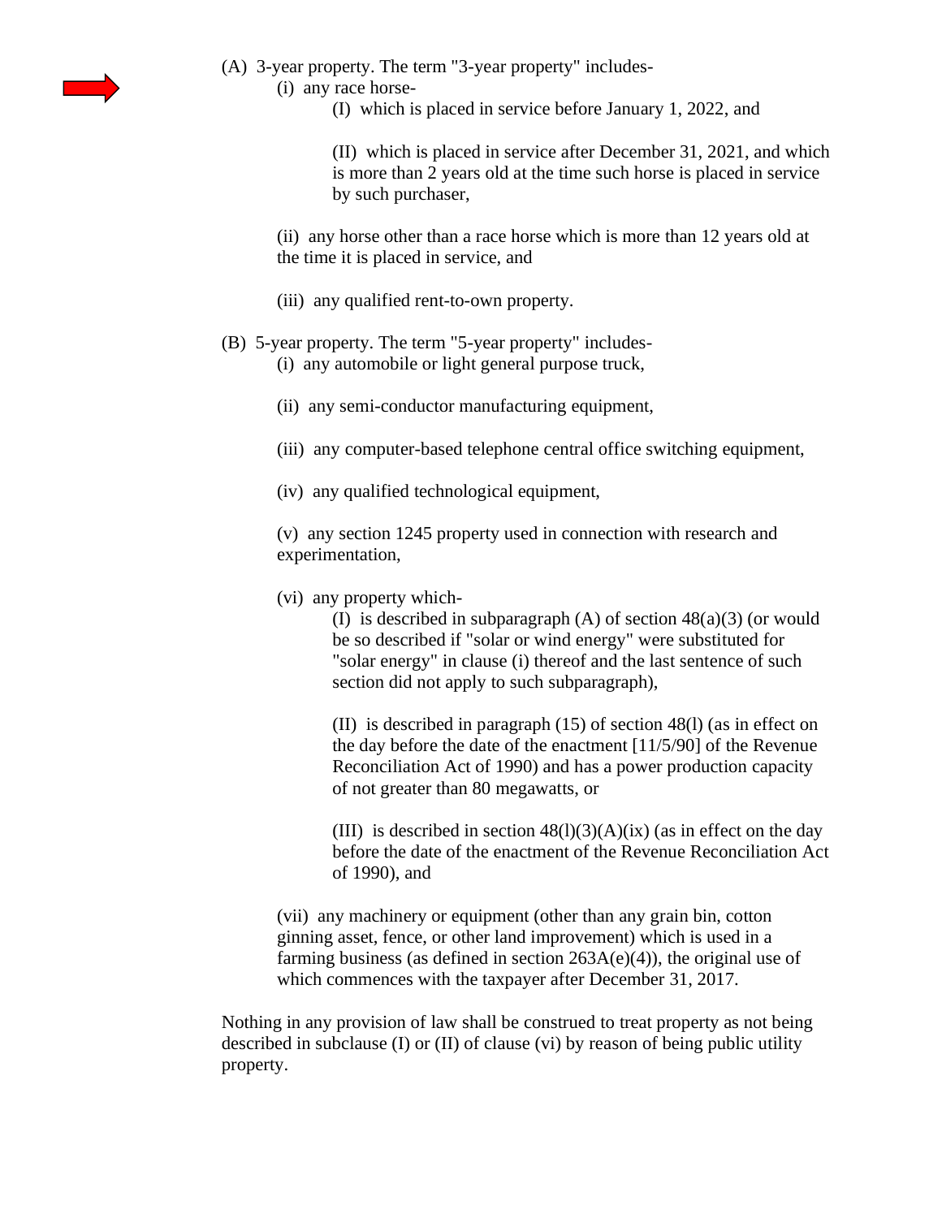(A) 3-year property. The term "3-year property" includes-

   (i) any race horse-

      (I) which is placed in service before January 1, 2022, and

      (II) which is placed in service after December 31, 2021, and which is more than 2 years old at the time such horse is placed in service by such purchaser,

   (ii) any horse other than a race horse which is more than 12 years old at the time it is placed in service, and

   (iii) any qualified rent-to-own property.

(B) 5-year property. The term "5-year property" includes-

   (i) any automobile or light general purpose truck,

   (ii) any semi-conductor manufacturing equipment,

   (iii) any computer-based telephone central office switching equipment,

   (iv) any qualified technological equipment,

   (v) any section 1245 property used in connection with research and experimentation,

   (vi) any property which-

      (I) is described in subparagraph (A) of section 48(a)(3) (or would be so described if "solar or wind energy" were substituted for "solar energy" in clause (i) thereof and the last sentence of such section did not apply to such subparagraph),

      (II) is described in paragraph (15) of section 48(l) (as in effect on the day before the date of the enactment [11/5/90] of the Revenue Reconciliation Act of 1990) and has a power production capacity of not greater than 80 megawatts, or

      (III) is described in section 48(l)(3)(A)(ix) (as in effect on the day before the date of the enactment of the Revenue Reconciliation Act of 1990), and

   (vii) any machinery or equipment (other than any grain bin, cotton ginning asset, fence, or other land improvement) which is used in a farming business (as defined in section 263A(e)(4)), the original use of which commences with the taxpayer after December 31, 2017.

Nothing in any provision of law shall be construed to treat property as not being described in subclause (I) or (II) of clause (vi) by reason of being public utility property.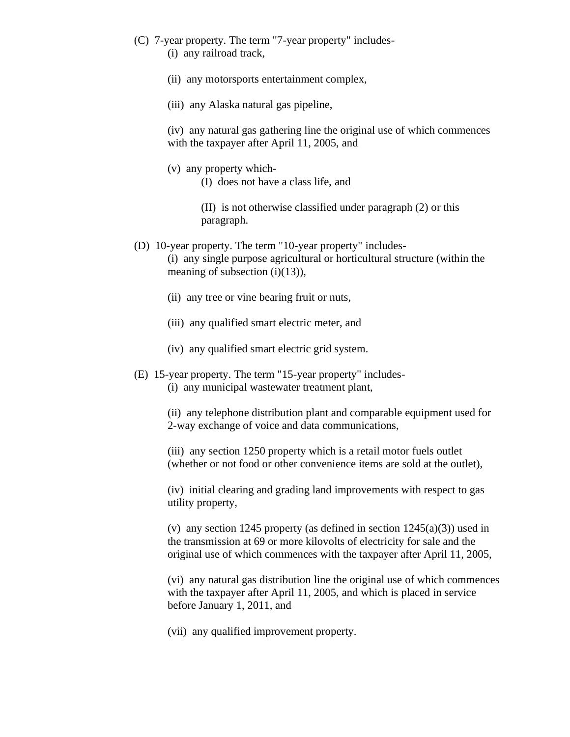(C) 7-year property. The term "7-year property" includes-

(i) any railroad track,

(ii) any motorsports entertainment complex,

(iii) any Alaska natural gas pipeline,

(iv) any natural gas gathering line the original use of which commences with the taxpayer after April 11, 2005, and

(v) any property which-

(I) does not have a class life, and

(II) is not otherwise classified under paragraph (2) or this paragraph.

(D) 10-year property. The term "10-year property" includes-

(i) any single purpose agricultural or horticultural structure (within the meaning of subsection (i)(13)),

(ii) any tree or vine bearing fruit or nuts,

(iii) any qualified smart electric meter, and

(iv) any qualified smart electric grid system.

(E) 15-year property. The term "15-year property" includes-

(i) any municipal wastewater treatment plant,

(ii) any telephone distribution plant and comparable equipment used for 2-way exchange of voice and data communications,

(iii) any section 1250 property which is a retail motor fuels outlet (whether or not food or other convenience items are sold at the outlet),

(iv) initial clearing and grading land improvements with respect to gas utility property,

(v) any section 1245 property (as defined in section 1245(a)(3)) used in the transmission at 69 or more kilovolts of electricity for sale and the original use of which commences with the taxpayer after April 11, 2005,

(vi) any natural gas distribution line the original use of which commences with the taxpayer after April 11, 2005, and which is placed in service before January 1, 2011, and

(vii) any qualified improvement property.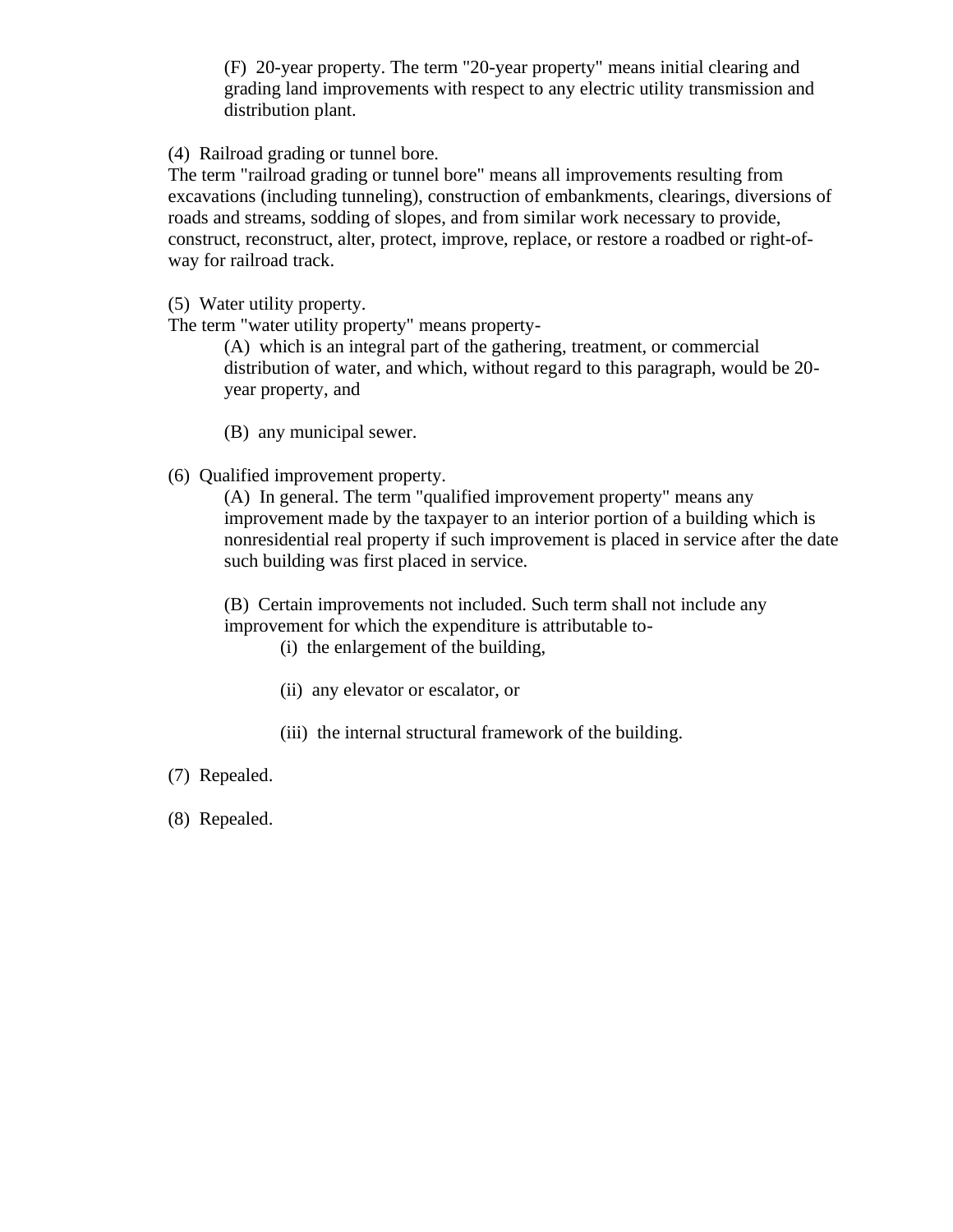(F) 20-year property. The term "20-year property" means initial clearing and grading land improvements with respect to any electric utility transmission and distribution plant.

(4) Railroad grading or tunnel bore.
The term "railroad grading or tunnel bore" means all improvements resulting from excavations (including tunneling), construction of embankments, clearings, diversions of roads and streams, sodding of slopes, and from similar work necessary to provide, construct, reconstruct, alter, protect, improve, replace, or restore a roadbed or right-of-way for railroad track.

(5) Water utility property.
The term "water utility property" means property-

(A) which is an integral part of the gathering, treatment, or commercial distribution of water, and which, without regard to this paragraph, would be 20-year property, and

(B) any municipal sewer.

(6) Qualified improvement property.

(A) In general. The term "qualified improvement property" means any improvement made by the taxpayer to an interior portion of a building which is nonresidential real property if such improvement is placed in service after the date such building was first placed in service.

(B) Certain improvements not included. Such term shall not include any improvement for which the expenditure is attributable to-

(i) the enlargement of the building,

(ii) any elevator or escalator, or

(iii) the internal structural framework of the building.

(7) Repealed.

(8) Repealed.